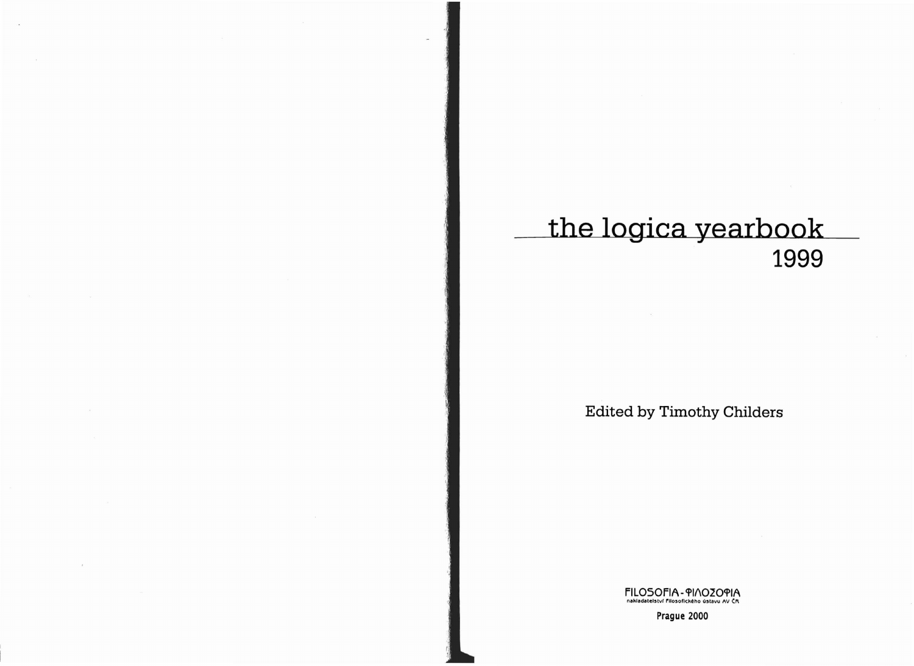# the logica yearbook

## 1999

Edited by Timothy Childers

FILOSOFIA - ΦΙΛΟΣΟΦΙΑ
nakladatelství Filosofického ústavu AV ČR

Prague 2000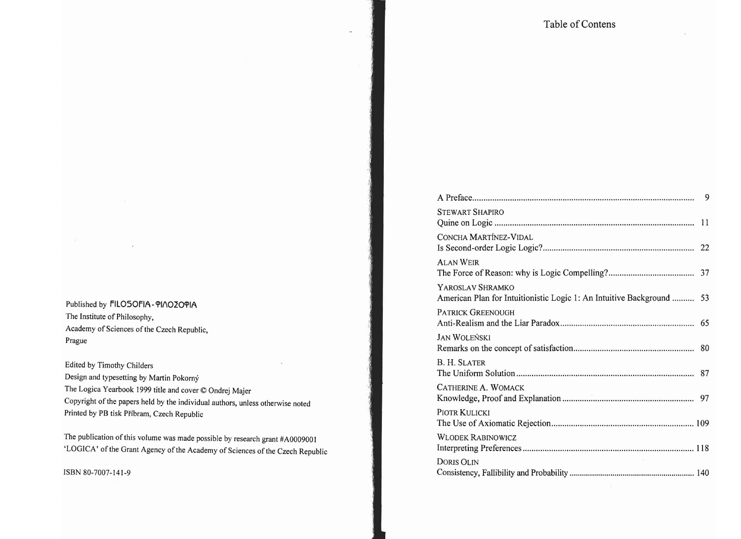Published by FILOSOFIA - ΦΙΛΟΣΟΦΙΑ
The Institute of Philosophy,
Academy of Sciences of the Czech Republic,
Prague

Edited by Timothy Childers
Design and typesetting by Martin Pokorný
The Logica Yearbook 1999 title and cover © Ondrej Majer
Copyright of the papers held by the individual authors, unless otherwise noted
Printed by PB tisk Příbram, Czech Republic

The publication of this volume was made possible by research grant #A0009001
'LOGICA' of the Grant Agency of the Academy of Sciences of the Czech Republic

ISBN 80-7007-141-9

# Table of Contens

A Preface .... 9

STEWART SHAPIRO
Quine on Logic .... 11

CONCHA MARTÍNEZ-VIDAL
Is Second-order Logic Logic? .... 22

ALAN WEIR
The Force of Reason: why is Logic Compelling? .... 37

YAROSLAV SHRAMKO
American Plan for Intuitionistic Logic 1: An Intuitive Background .... 53

PATRICK GREENOUGH
Anti-Realism and the Liar Paradox .... 65

JAN WOLEŃSKI
Remarks on the concept of satisfaction .... 80

B. H. SLATER
The Uniform Solution .... 87

CATHERINE A. WOMACK
Knowledge, Proof and Explanation .... 97

PIOTR KULICKI
The Use of Axiomatic Rejection .... 109

WLODEK RABINOWICZ
Interpreting Preferences .... 118

DORIS OLIN
Consistency, Fallibility and Probability .... 140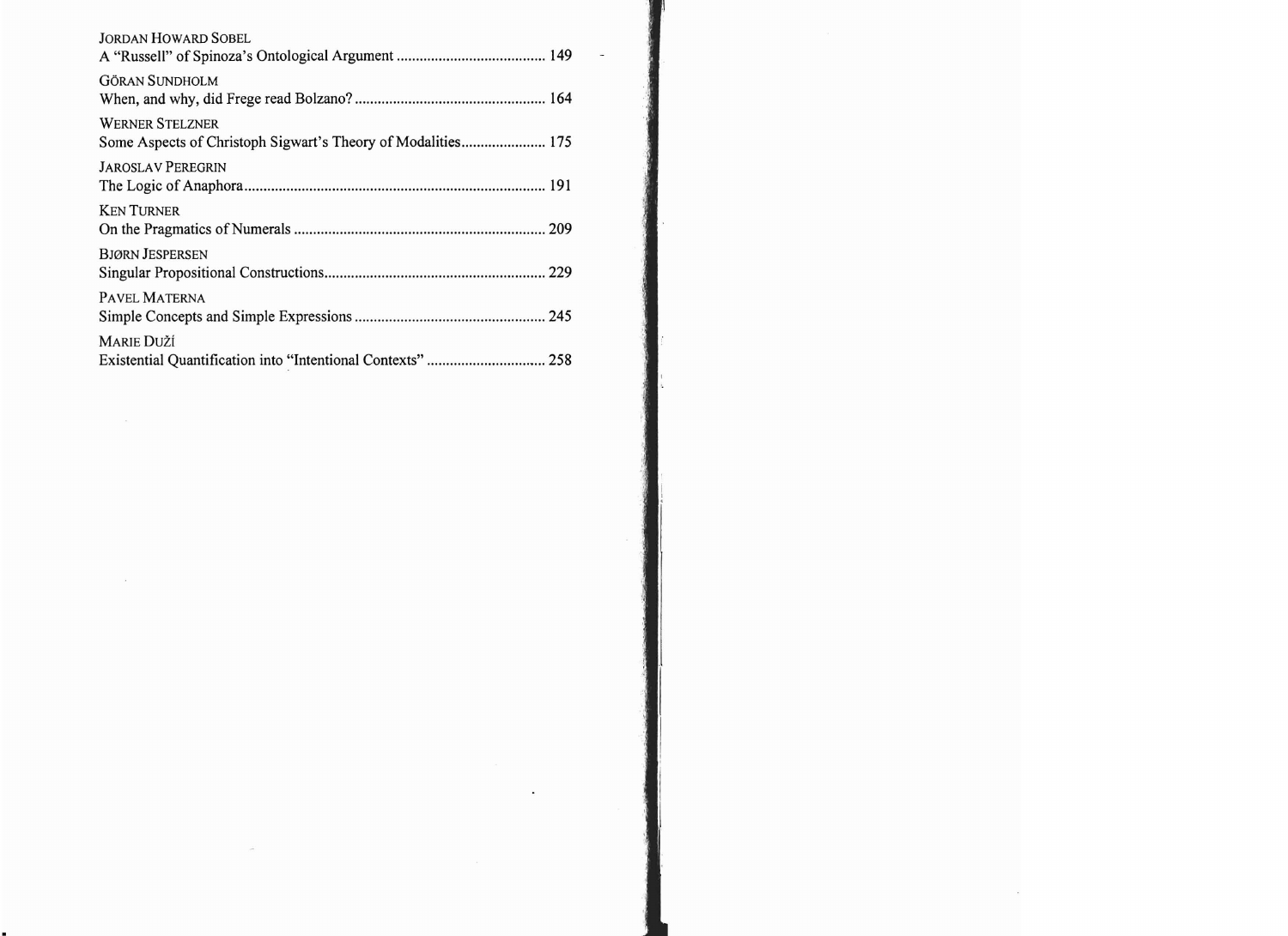JORDAN HOWARD SOBEL
A "Russell" of Spinoza's Ontological Argument ........................................ 149

GÖRAN SUNDHOLM
When, and why, did Frege read Bolzano? .................................................. 164

WERNER STELZNER
Some Aspects of Christoph Sigwart's Theory of Modalities...................... 175

JAROSLAV PEREGRIN
The Logic of Anaphora............................................................................... 191

KEN TURNER
On the Pragmatics of Numerals .................................................................. 209

BJØRN JESPERSEN
Singular Propositional Constructions.......................................................... 229

PAVEL MATERNA
Simple Concepts and Simple Expressions .................................................. 245

MARIE DUŽÍ
Existential Quantification into "Intentional Contexts" ............................... 258